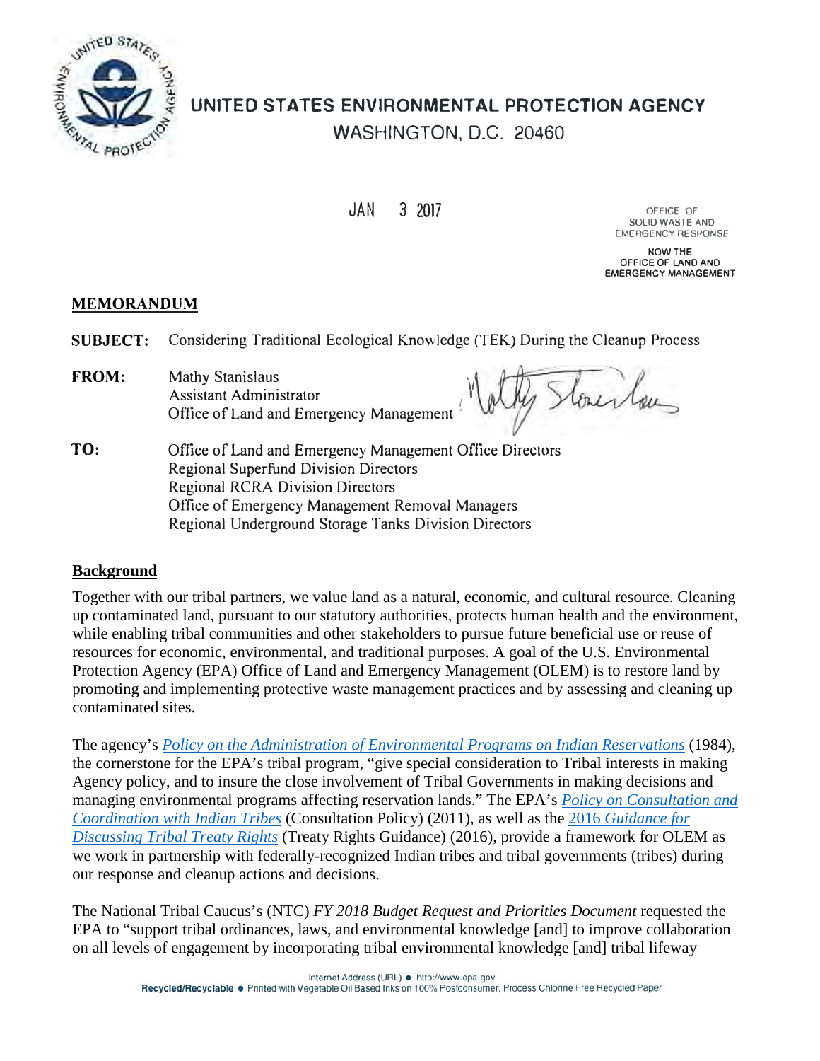# UNITED STATES ENVIRONMENTAL PROTECTION AGENCY
WASHINGTON, D.C. 20460

JAN 3 2017

OFFICE OF
SOLID WASTE AND
EMERGENCY RESPONSE

NOW THE
OFFICE OF LAND AND
EMERGENCY MANAGEMENT

## MEMORANDUM

**SUBJECT:** Considering Traditional Ecological Knowledge (TEK) During the Cleanup Process

**FROM:** Mathy Stanislaus
Assistant Administrator
Office of Land and Emergency Management

**TO:** Office of Land and Emergency Management Office Directors
Regional Superfund Division Directors
Regional RCRA Division Directors
Office of Emergency Management Removal Managers
Regional Underground Storage Tanks Division Directors

## Background

Together with our tribal partners, we value land as a natural, economic, and cultural resource. Cleaning up contaminated land, pursuant to our statutory authorities, protects human health and the environment, while enabling tribal communities and other stakeholders to pursue future beneficial use or reuse of resources for economic, environmental, and traditional purposes. A goal of the U.S. Environmental Protection Agency (EPA) Office of Land and Emergency Management (OLEM) is to restore land by promoting and implementing protective waste management practices and by assessing and cleaning up contaminated sites.

The agency's *Policy on the Administration of Environmental Programs on Indian Reservations* (1984), the cornerstone for the EPA's tribal program, "give special consideration to Tribal interests in making Agency policy, and to insure the close involvement of Tribal Governments in making decisions and managing environmental programs affecting reservation lands." The EPA's *Policy on Consultation and Coordination with Indian Tribes* (Consultation Policy) (2011), as well as the 2016 *Guidance for Discussing Tribal Treaty Rights* (Treaty Rights Guidance) (2016), provide a framework for OLEM as we work in partnership with federally-recognized Indian tribes and tribal governments (tribes) during our response and cleanup actions and decisions.

The National Tribal Caucus's (NTC) *FY 2018 Budget Request and Priorities Document* requested the EPA to "support tribal ordinances, laws, and environmental knowledge [and] to improve collaboration on all levels of engagement by incorporating tribal environmental knowledge [and] tribal lifeway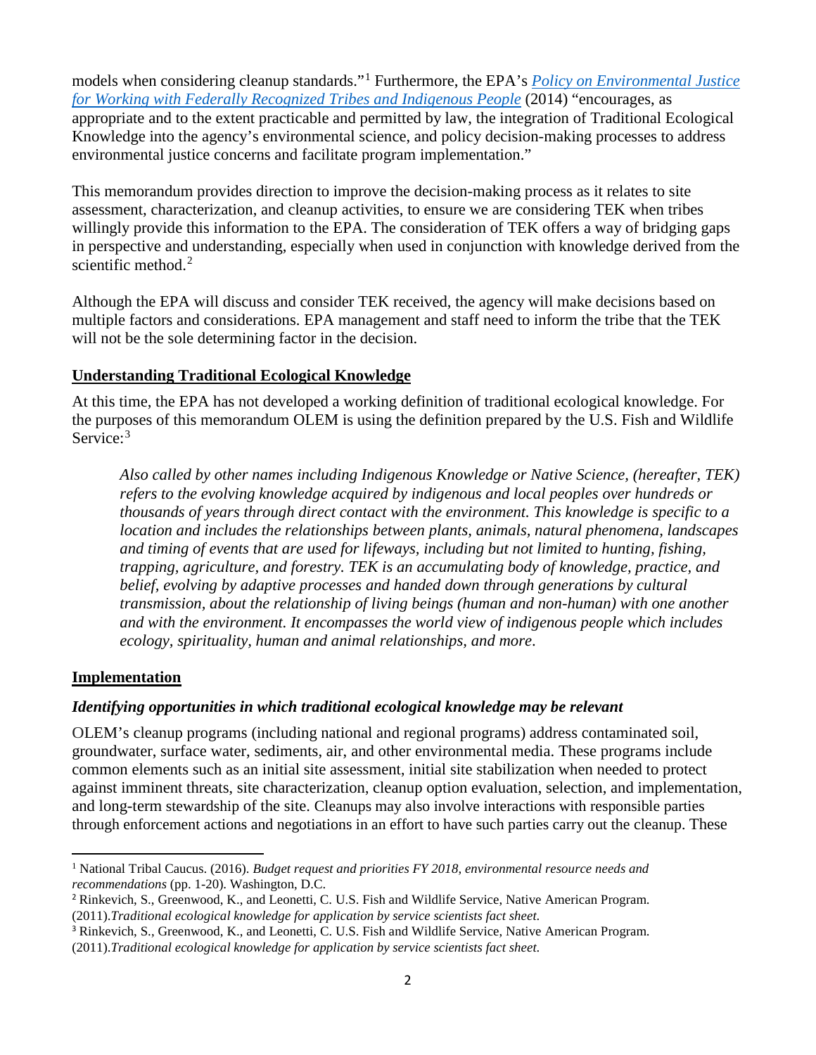models when considering cleanup standards."[1] Furthermore, the EPA's *[Policy on Environmental Justice for Working with Federally Recognized Tribes and Indigenous People](#)* (2014) "encourages, as appropriate and to the extent practicable and permitted by law, the integration of Traditional Ecological Knowledge into the agency's environmental science, and policy decision-making processes to address environmental justice concerns and facilitate program implementation."

This memorandum provides direction to improve the decision-making process as it relates to site assessment, characterization, and cleanup activities, to ensure we are considering TEK when tribes willingly provide this information to the EPA. The consideration of TEK offers a way of bridging gaps in perspective and understanding, especially when used in conjunction with knowledge derived from the scientific method.[2]

Although the EPA will discuss and consider TEK received, the agency will make decisions based on multiple factors and considerations. EPA management and staff need to inform the tribe that the TEK will not be the sole determining factor in the decision.

## Understanding Traditional Ecological Knowledge

At this time, the EPA has not developed a working definition of traditional ecological knowledge. For the purposes of this memorandum OLEM is using the definition prepared by the U.S. Fish and Wildlife Service:[3]

> *Also called by other names including Indigenous Knowledge or Native Science, (hereafter, TEK) refers to the evolving knowledge acquired by indigenous and local peoples over hundreds or thousands of years through direct contact with the environment. This knowledge is specific to a location and includes the relationships between plants, animals, natural phenomena, landscapes and timing of events that are used for lifeways, including but not limited to hunting, fishing, trapping, agriculture, and forestry. TEK is an accumulating body of knowledge, practice, and belief, evolving by adaptive processes and handed down through generations by cultural transmission, about the relationship of living beings (human and non-human) with one another and with the environment. It encompasses the world view of indigenous people which includes ecology, spirituality, human and animal relationships, and more.*

## Implementation

### *Identifying opportunities in which traditional ecological knowledge may be relevant*

OLEM's cleanup programs (including national and regional programs) address contaminated soil, groundwater, surface water, sediments, air, and other environmental media. These programs include common elements such as an initial site assessment, initial site stabilization when needed to protect against imminent threats, site characterization, cleanup option evaluation, selection, and implementation, and long-term stewardship of the site. Cleanups may also involve interactions with responsible parties through enforcement actions and negotiations in an effort to have such parties carry out the cleanup. These

---

[1] National Tribal Caucus. (2016). *Budget request and priorities FY 2018, environmental resource needs and recommendations* (pp. 1-20). Washington, D.C.

[2] Rinkevich, S., Greenwood, K., and Leonetti, C. U.S. Fish and Wildlife Service, Native American Program. (2011).*Traditional ecological knowledge for application by service scientists fact sheet*.

[3] Rinkevich, S., Greenwood, K., and Leonetti, C. U.S. Fish and Wildlife Service, Native American Program. (2011).*Traditional ecological knowledge for application by service scientists fact sheet*.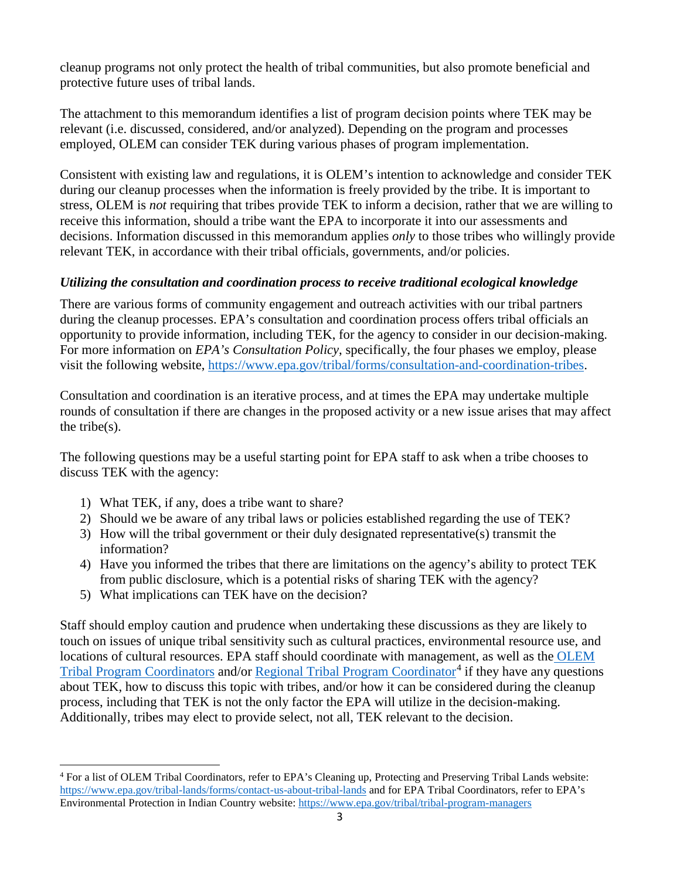cleanup programs not only protect the health of tribal communities, but also promote beneficial and protective future uses of tribal lands.

The attachment to this memorandum identifies a list of program decision points where TEK may be relevant (i.e. discussed, considered, and/or analyzed). Depending on the program and processes employed, OLEM can consider TEK during various phases of program implementation.

Consistent with existing law and regulations, it is OLEM's intention to acknowledge and consider TEK during our cleanup processes when the information is freely provided by the tribe. It is important to stress, OLEM is *not* requiring that tribes provide TEK to inform a decision, rather that we are willing to receive this information, should a tribe want the EPA to incorporate it into our assessments and decisions. Information discussed in this memorandum applies *only* to those tribes who willingly provide relevant TEK, in accordance with their tribal officials, governments, and/or policies.

***Utilizing the consultation and coordination process to receive traditional ecological knowledge***

There are various forms of community engagement and outreach activities with our tribal partners during the cleanup processes. EPA's consultation and coordination process offers tribal officials an opportunity to provide information, including TEK, for the agency to consider in our decision-making. For more information on *EPA's Consultation Policy*, specifically, the four phases we employ, please visit the following website, https://www.epa.gov/tribal/forms/consultation-and-coordination-tribes.

Consultation and coordination is an iterative process, and at times the EPA may undertake multiple rounds of consultation if there are changes in the proposed activity or a new issue arises that may affect the tribe(s).

The following questions may be a useful starting point for EPA staff to ask when a tribe chooses to discuss TEK with the agency:

1) What TEK, if any, does a tribe want to share?
2) Should we be aware of any tribal laws or policies established regarding the use of TEK?
3) How will the tribal government or their duly designated representative(s) transmit the information?
4) Have you informed the tribes that there are limitations on the agency's ability to protect TEK from public disclosure, which is a potential risks of sharing TEK with the agency?
5) What implications can TEK have on the decision?

Staff should employ caution and prudence when undertaking these discussions as they are likely to touch on issues of unique tribal sensitivity such as cultural practices, environmental resource use, and locations of cultural resources. EPA staff should coordinate with management, as well as the OLEM Tribal Program Coordinators and/or Regional Tribal Program Coordinator[4] if they have any questions about TEK, how to discuss this topic with tribes, and/or how it can be considered during the cleanup process, including that TEK is not the only factor the EPA will utilize in the decision-making. Additionally, tribes may elect to provide select, not all, TEK relevant to the decision.

[4] For a list of OLEM Tribal Coordinators, refer to EPA's Cleaning up, Protecting and Preserving Tribal Lands website: https://www.epa.gov/tribal-lands/forms/contact-us-about-tribal-lands and for EPA Tribal Coordinators, refer to EPA's Environmental Protection in Indian Country website: https://www.epa.gov/tribal/tribal-program-managers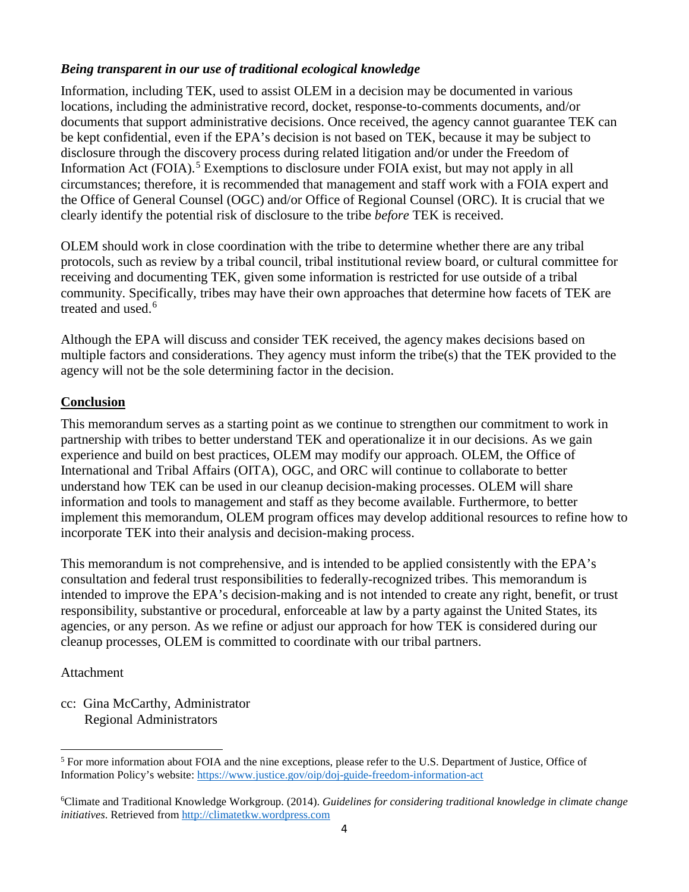***Being transparent in our use of traditional ecological knowledge***

Information, including TEK, used to assist OLEM in a decision may be documented in various locations, including the administrative record, docket, response-to-comments documents, and/or documents that support administrative decisions. Once received, the agency cannot guarantee TEK can be kept confidential, even if the EPA's decision is not based on TEK, because it may be subject to disclosure through the discovery process during related litigation and/or under the Freedom of Information Act (FOIA).[5] Exemptions to disclosure under FOIA exist, but may not apply in all circumstances; therefore, it is recommended that management and staff work with a FOIA expert and the Office of General Counsel (OGC) and/or Office of Regional Counsel (ORC). It is crucial that we clearly identify the potential risk of disclosure to the tribe *before* TEK is received.

OLEM should work in close coordination with the tribe to determine whether there are any tribal protocols, such as review by a tribal council, tribal institutional review board, or cultural committee for receiving and documenting TEK, given some information is restricted for use outside of a tribal community. Specifically, tribes may have their own approaches that determine how facets of TEK are treated and used.[6]

Although the EPA will discuss and consider TEK received, the agency makes decisions based on multiple factors and considerations. They agency must inform the tribe(s) that the TEK provided to the agency will not be the sole determining factor in the decision.

## Conclusion

This memorandum serves as a starting point as we continue to strengthen our commitment to work in partnership with tribes to better understand TEK and operationalize it in our decisions. As we gain experience and build on best practices, OLEM may modify our approach. OLEM, the Office of International and Tribal Affairs (OITA), OGC, and ORC will continue to collaborate to better understand how TEK can be used in our cleanup decision-making processes. OLEM will share information and tools to management and staff as they become available. Furthermore, to better implement this memorandum, OLEM program offices may develop additional resources to refine how to incorporate TEK into their analysis and decision-making process.

This memorandum is not comprehensive, and is intended to be applied consistently with the EPA's consultation and federal trust responsibilities to federally-recognized tribes. This memorandum is intended to improve the EPA's decision-making and is not intended to create any right, benefit, or trust responsibility, substantive or procedural, enforceable at law by a party against the United States, its agencies, or any person. As we refine or adjust our approach for how TEK is considered during our cleanup processes, OLEM is committed to coordinate with our tribal partners.

Attachment

cc: Gina McCarthy, Administrator
Regional Administrators

---

[5] For more information about FOIA and the nine exceptions, please refer to the U.S. Department of Justice, Office of Information Policy's website: https://www.justice.gov/oip/doj-guide-freedom-information-act

[6] Climate and Traditional Knowledge Workgroup. (2014). *Guidelines for considering traditional knowledge in climate change initiatives*. Retrieved from http://climatetkw.wordpress.com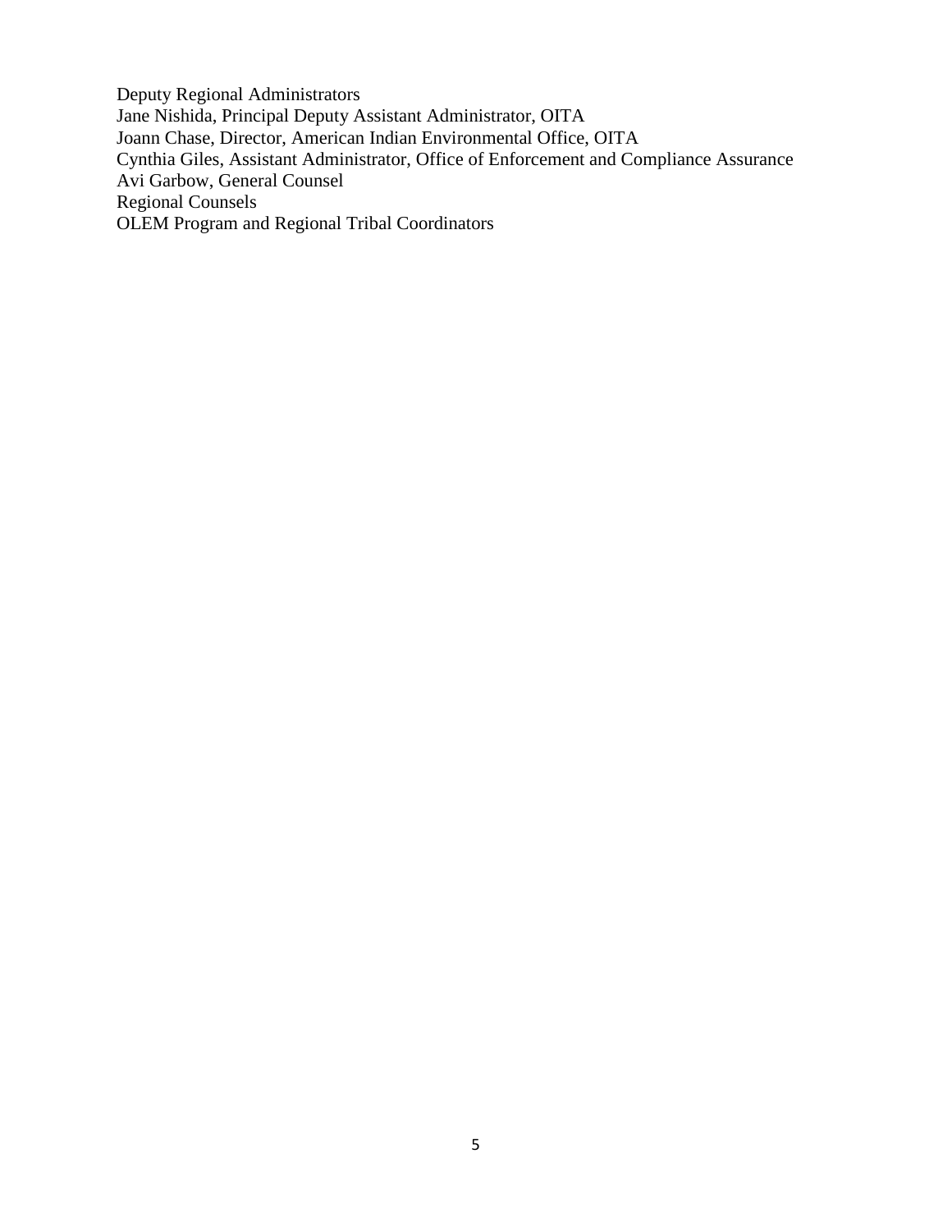Deputy Regional Administrators
Jane Nishida, Principal Deputy Assistant Administrator, OITA
Joann Chase, Director, American Indian Environmental Office, OITA
Cynthia Giles, Assistant Administrator, Office of Enforcement and Compliance Assurance
Avi Garbow, General Counsel
Regional Counsels
OLEM Program and Regional Tribal Coordinators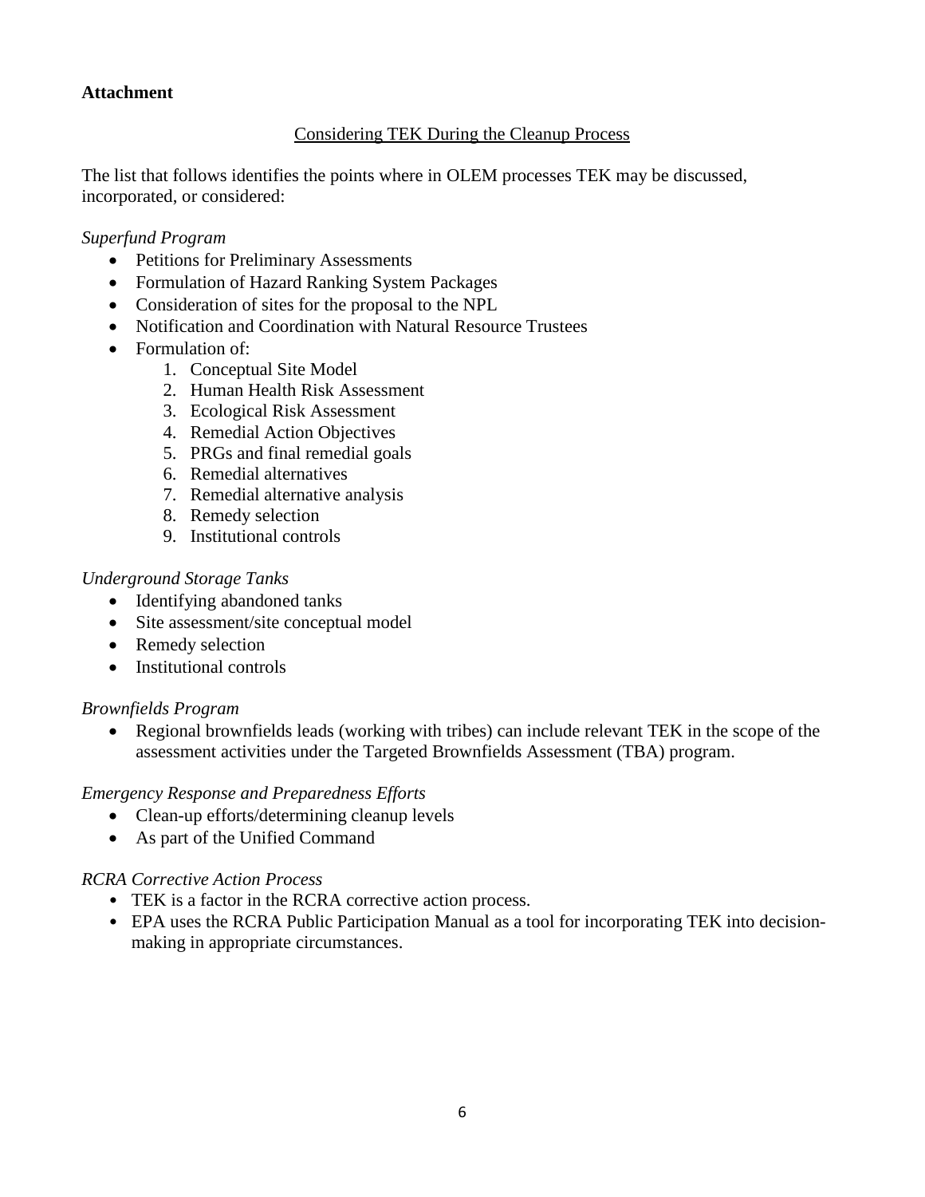**Attachment**

Considering TEK During the Cleanup Process

The list that follows identifies the points where in OLEM processes TEK may be discussed, incorporated, or considered:

*Superfund Program*

- Petitions for Preliminary Assessments
- Formulation of Hazard Ranking System Packages
- Consideration of sites for the proposal to the NPL
- Notification and Coordination with Natural Resource Trustees
- Formulation of:
  1. Conceptual Site Model
  2. Human Health Risk Assessment
  3. Ecological Risk Assessment
  4. Remedial Action Objectives
  5. PRGs and final remedial goals
  6. Remedial alternatives
  7. Remedial alternative analysis
  8. Remedy selection
  9. Institutional controls

*Underground Storage Tanks*

- Identifying abandoned tanks
- Site assessment/site conceptual model
- Remedy selection
- Institutional controls

*Brownfields Program*

- Regional brownfields leads (working with tribes) can include relevant TEK in the scope of the assessment activities under the Targeted Brownfields Assessment (TBA) program.

*Emergency Response and Preparedness Efforts*

- Clean-up efforts/determining cleanup levels
- As part of the Unified Command

*RCRA Corrective Action Process*

- TEK is a factor in the RCRA corrective action process.
- EPA uses the RCRA Public Participation Manual as a tool for incorporating TEK into decision-making in appropriate circumstances.